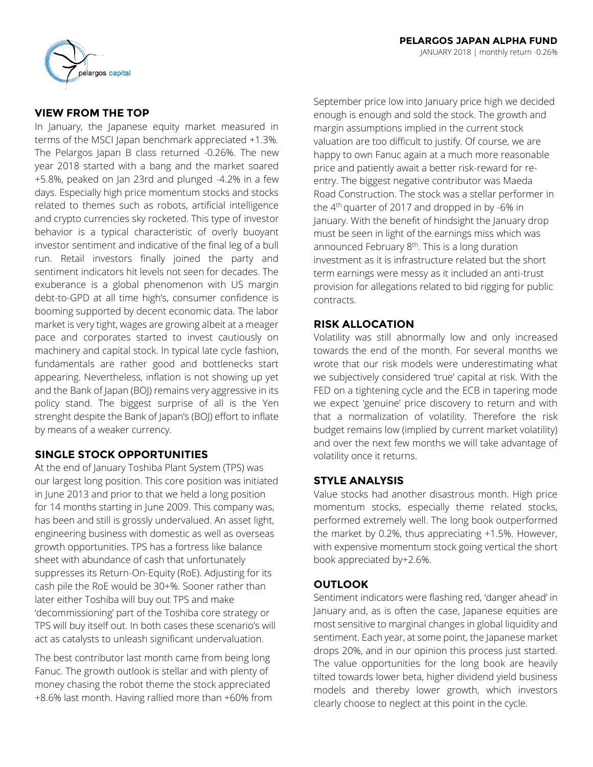# PELARGOS JAPAN ALPHA FUND

JANUARY 2018 | monthly return -0.26%

## VIEW FROM THE TOP

In January, the Japanese equity market measured in terms of the MSCI Japan benchmark appreciated +1.3%. The Pelargos Japan B class returned -0.26%. The new year 2018 started with a bang and the market soared +5.8%, peaked on Jan 23rd and plunged -4.2% in a few days. Especially high price momentum stocks and stocks related to themes such as robots, artificial intelligence and crypto currencies sky rocketed. This type of investor behavior is a typical characteristic of overly buoyant investor sentiment and indicative of the final leg of a bull run. Retail investors finally joined the party and sentiment indicators hit levels not seen for decades. The exuberance is a global phenomenon with US margin debt-to-GPD at all time high's, consumer confidence is booming supported by decent economic data. The labor market is very tight, wages are growing albeit at a meager pace and corporates started to invest cautiously on machinery and capital stock. In typical late cycle fashion, fundamentals are rather good and bottlenecks start appearing. Nevertheless, inflation is not showing up yet and the Bank of Japan (BOJ) remains very aggressive in its policy stand. The biggest surprise of all is the Yen strenght despite the Bank of Japan's (BOJ) effort to inflate by means of a weaker currency.

## SINGLE STOCK OPPORTUNITIES

At the end of January Toshiba Plant System (TPS) was our largest long position. This core position was initiated in June 2013 and prior to that we held a long position for 14 months starting in June 2009. This company was, has been and still is grossly undervalued. An asset light, engineering business with domestic as well as overseas growth opportunities. TPS has a fortress like balance sheet with abundance of cash that unfortunately suppresses its Return-On-Equity (RoE). Adjusting for its cash pile the RoE would be 30+%. Sooner rather than later either Toshiba will buy out TPS and make 'decommissioning' part of the Toshiba core strategy or TPS will buy itself out. In both cases these scenario's will act as catalysts to unleash significant undervaluation.

The best contributor last month came from being long Fanuc. The growth outlook is stellar and with plenty of money chasing the robot theme the stock appreciated +8.6% last month. Having rallied more than +60% from September price low into January price high we decided enough is enough and sold the stock. The growth and margin assumptions implied in the current stock valuation are too difficult to justify. Of course, we are happy to own Fanuc again at a much more reasonable price and patiently await a better risk-reward for re-entry. The biggest negative contributor was Maeda Road Construction. The stock was a stellar performer in the 4th quarter of 2017 and dropped in by -6% in January. With the benefit of hindsight the January drop must be seen in light of the earnings miss which was announced February 8th. This is a long duration investment as it is infrastructure related but the short term earnings were messy as it included an anti-trust provision for allegations related to bid rigging for public contracts.

## RISK ALLOCATION

Volatility was still abnormally low and only increased towards the end of the month. For several months we wrote that our risk models were underestimating what we subjectively considered 'true' capital at risk. With the FED on a tightening cycle and the ECB in tapering mode we expect 'genuine' price discovery to return and with that a normalization of volatility. Therefore the risk budget remains low (implied by current market volatility) and over the next few months we will take advantage of volatility once it returns.

## STYLE ANALYSIS

Value stocks had another disastrous month. High price momentum stocks, especially theme related stocks, performed extremely well. The long book outperformed the market by 0.2%, thus appreciating +1.5%. However, with expensive momentum stock going vertical the short book appreciated by+2.6%.

## OUTLOOK

Sentiment indicators were flashing red, 'danger ahead' in January and, as is often the case, Japanese equities are most sensitive to marginal changes in global liquidity and sentiment. Each year, at some point, the Japanese market drops 20%, and in our opinion this process just started. The value opportunities for the long book are heavily tilted towards lower beta, higher dividend yield business models and thereby lower growth, which investors clearly choose to neglect at this point in the cycle.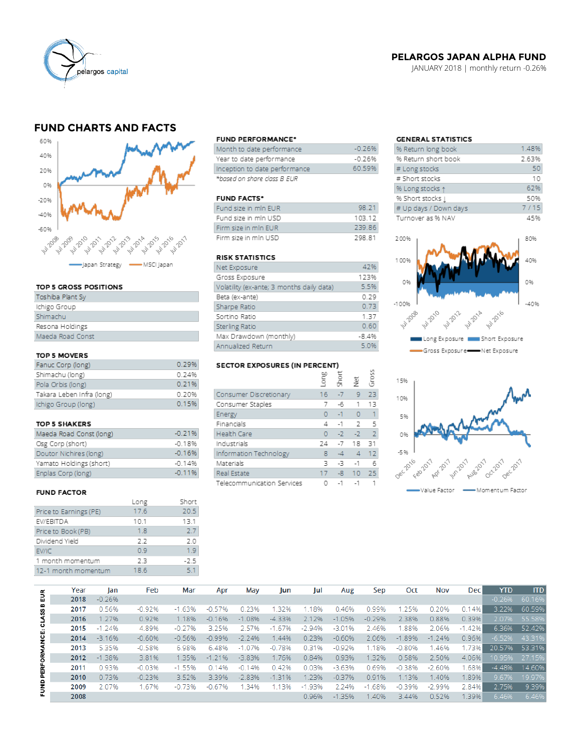# PELARGOS JAPAN ALPHA FUND

JANUARY 2018 | monthly return -0.26%

## FUND CHARTS AND FACTS

### FUND PERFORMANCE*

| | |
|---|---|
| Month to date performance | -0.26% |
| Year to date performance | -0.26% |
| Inception to date performance | 60.59% |

*based on share class B EUR

### FUND FACTS*

| | |
|---|---|
| Fund size in mln EUR | 98.21 |
| Fund size in mln USD | 103.12 |
| Firm size in mln EUR | 239.86 |
| Firm size in mln USD | 298.81 |

### GENERAL STATISTICS

| | |
|---|---|
| % Return long book | 1.48% |
| % Return short book | 2.63% |
| # Long stocks | 50 |
| # Short stocks | 10 |
| % Long stocks ↑ | 62% |
| % Short stocks ↓ | 50% |
| # Up days / Down days | 7 / 15 |
| Turnover as % NAV | 45% |

### TOP 5 GROSS POSITIONS

| |
|---|
| Toshiba Plant Sy |
| Ichigo Group |
| Shimachu |
| Resona Holdings |
| Maeda Road Const |

### RISK STATISTICS

| | |
|---|---|
| Net Exposure | 42% |
| Gross Exposure | 123% |
| Volatility (ex-ante; 3 months daily data) | 5.5% |
| Beta (ex-ante) | 0.29 |
| Sharpe Ratio | 0.73 |
| Sortino Ratio | 1.37 |
| Sterling Ratio | 0.60 |
| Max Drawdown (monthly) | -8.4% |
| Annualized Return | 5.0% |

### TOP 5 MOVERS

| | |
|---|---|
| Fanuc Corp (long) | 0.29% |
| Shimachu (long) | 0.24% |
| Pola Orbis (long) | 0.21% |
| Takara Leben Infra (long) | 0.20% |
| Ichigo Group (long) | 0.15% |

### SECTOR EXPOSURES (IN PERCENT)

| | Long | Short | Net | Gross |
|---|---|---|---|---|
| Consumer Discretionary | 16 | -7 | 9 | 23 |
| Consumer Staples | 7 | -6 | 1 | 13 |
| Energy | 0 | -1 | 0 | 1 |
| Financials | 4 | -1 | 2 | 5 |
| Health Care | 0 | -2 | -2 | 2 |
| Industrials | 24 | -7 | 18 | 31 |
| Information Technology | 8 | -4 | 4 | 12 |
| Materials | 3 | -3 | -1 | 6 |
| Real Estate | 17 | -8 | 10 | 25 |
| Telecommunication Services | 0 | -1 | -1 | 1 |

### TOP 5 SHAKERS

| | |
|---|---|
| Maeda Road Const (long) | -0.21% |
| Osg Corp (short) | -0.18% |
| Doutor Nichires (long) | -0.16% |
| Yamato Holdings (short) | -0.14% |
| Enplas Corp (long) | -0.11% |

### FUND FACTOR

| | Long | Short |
|---|---|---|
| Price to Earnings (PE) | 17.6 | 20.5 |
| EV/EBITDA | 10.1 | 13.1 |
| Price to Book (PB) | 1.8 | 2.7 |
| Dividend Yield | 2.2 | 2.0 |
| EV/IC | 0.9 | 1.9 |
| 1 month momentum | 2.3 | -2.5 |
| 12-1 month momentum | 18.6 | 5.1 |

### FUND PERFORMANCE: CLASS B EUR

| Year | Jan | Feb | Mar | Apr | May | Jun | Jul | Aug | Sep | Oct | Nov | Dec | YTD | ITD |
|---|---|---|---|---|---|---|---|---|---|---|---|---|---|---|
| 2018 | -0.26% | | | | | | | | | | | | -0.26% | 60.16% |
| 2017 | 0.56% | -0.92% | -1.63% | -0.57% | 0.23% | 1.32% | 1.18% | 0.46% | 0.99% | 1.25% | 0.20% | 0.14% | 3.22% | 60.59% |
| 2016 | 1.27% | 0.92% | 1.18% | -0.16% | -1.08% | -4.33% | 2.12% | -1.05% | -0.29% | 2.38% | 0.88% | 0.39% | 2.07% | 55.58% |
| 2015 | -1.24% | 4.89% | -0.27% | 3.25% | 2.57% | -1.67% | -2.94% | -3.01% | 2.46% | 1.88% | 2.06% | -1.42% | 6.36% | 52.42% |
| 2014 | -3.16% | -0.60% | -0.56% | -0.99% | -2.24% | 1.44% | 0.23% | -0.60% | 2.06% | -1.89% | -1.24% | 0.96% | -6.52% | 43.31% |
| 2013 | 5.35% | -0.58% | 6.98% | 6.48% | -1.07% | -0.78% | 0.31% | -0.92% | 1.18% | -0.80% | 1.46% | 1.73% | 20.57% | 53.31% |
| 2012 | -1.38% | 3.81% | 1.35% | -1.21% | -3.83% | 1.76% | 0.84% | 0.93% | 1.32% | 0.58% | 2.50% | 4.06% | 10.95% | 27.15% |
| 2011 | 0.93% | -0.03% | -1.55% | 0.14% | -0.14% | 0.42% | 0.03% | -3.63% | 0.69% | -0.38% | -2.60% | 1.68% | -4.48% | 14.60% |
| 2010 | 0.73% | -0.23% | 3.52% | 3.39% | -2.83% | -1.31% | 1.23% | -0.37% | 0.91% | 1.13% | 1.40% | 1.89% | 9.67% | 19.97% |
| 2009 | 2.07% | 1.67% | -0.73% | -0.67% | 1.34% | 1.13% | -1.93% | 2.24% | -1.68% | -0.39% | -2.99% | 2.84% | 2.75% | 9.39% |
| 2008 | | | | | | | 0.96% | -1.35% | 1.40% | 3.44% | 0.52% | 1.39% | 6.46% | 6.46% |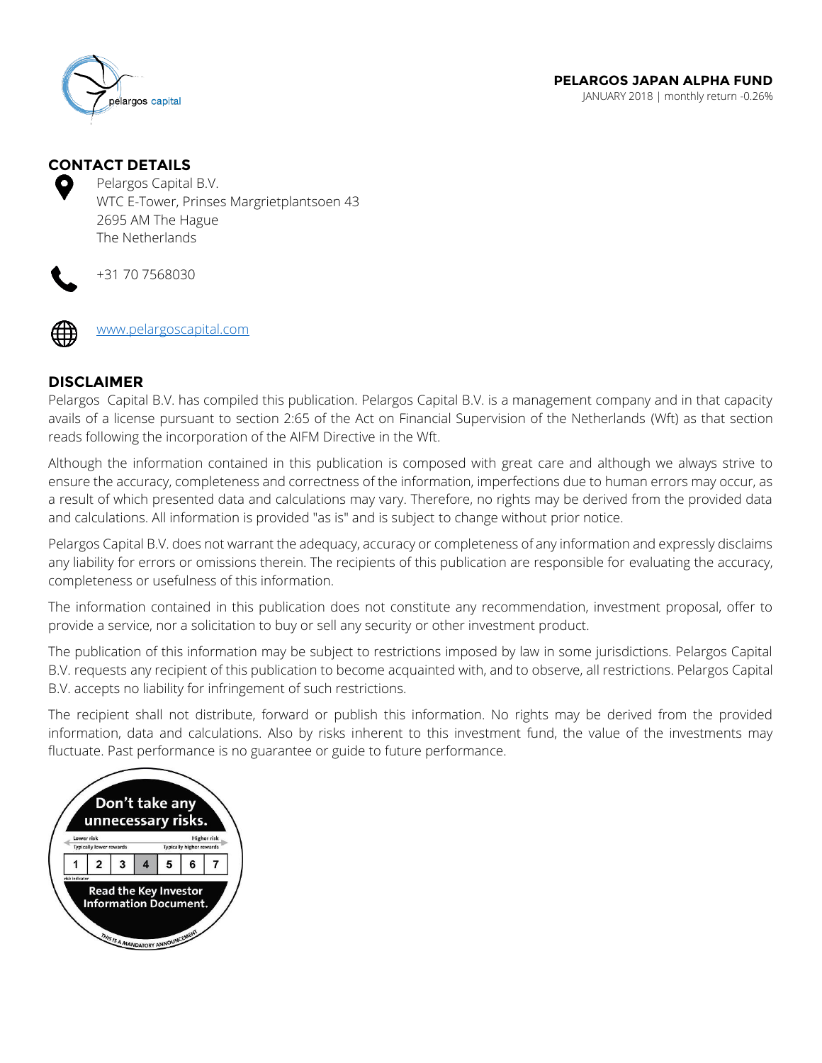**PELARGOS JAPAN ALPHA FUND**
JANUARY 2018 | monthly return -0.26%

## CONTACT DETAILS

Pelargos Capital B.V.
WTC E-Tower, Prinses Margrietplantsoen 43
2695 AM The Hague
The Netherlands

+31 70 7568030

www.pelargoscapital.com

## DISCLAIMER

Pelargos Capital B.V. has compiled this publication. Pelargos Capital B.V. is a management company and in that capacity avails of a license pursuant to section 2:65 of the Act on Financial Supervision of the Netherlands (Wft) as that section reads following the incorporation of the AIFM Directive in the Wft.

Although the information contained in this publication is composed with great care and although we always strive to ensure the accuracy, completeness and correctness of the information, imperfections due to human errors may occur, as a result of which presented data and calculations may vary. Therefore, no rights may be derived from the provided data and calculations. All information is provided "as is" and is subject to change without prior notice.

Pelargos Capital B.V. does not warrant the adequacy, accuracy or completeness of any information and expressly disclaims any liability for errors or omissions therein. The recipients of this publication are responsible for evaluating the accuracy, completeness or usefulness of this information.

The information contained in this publication does not constitute any recommendation, investment proposal, offer to provide a service, nor a solicitation to buy or sell any security or other investment product.

The publication of this information may be subject to restrictions imposed by law in some jurisdictions. Pelargos Capital B.V. requests any recipient of this publication to become acquainted with, and to observe, all restrictions. Pelargos Capital B.V. accepts no liability for infringement of such restrictions.

The recipient shall not distribute, forward or publish this information. No rights may be derived from the provided information, data and calculations. Also by risks inherent to this investment fund, the value of the investments may fluctuate. Past performance is no guarantee or guide to future performance.

Don't take any unnecessary risks.

Lower risk
Typically lower rewards
Higher risk
Typically higher rewards

1 2 3 4 5 6 7

risk indicator

Read the Key Investor Information Document.

THIS IS A MANDATORY ANNOUNCEMENT